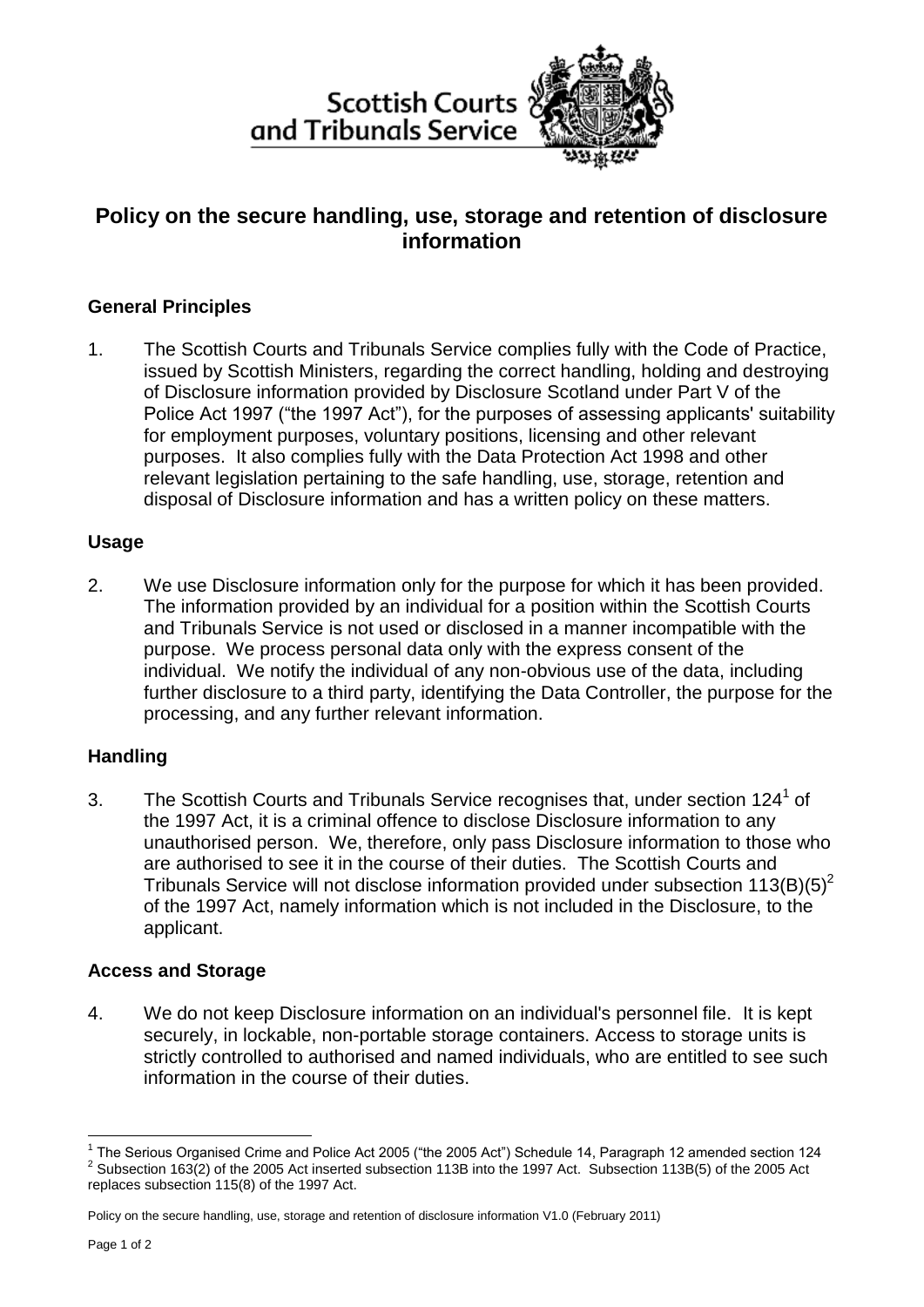Scottish Courts and Tribunals Service

# Policy on the secure handling, use, storage and retention of disclosure information

## General Principles

1. The Scottish Courts and Tribunals Service complies fully with the Code of Practice, issued by Scottish Ministers, regarding the correct handling, holding and destroying of Disclosure information provided by Disclosure Scotland under Part V of the Police Act 1997 ("the 1997 Act"), for the purposes of assessing applicants' suitability for employment purposes, voluntary positions, licensing and other relevant purposes. It also complies fully with the Data Protection Act 1998 and other relevant legislation pertaining to the safe handling, use, storage, retention and disposal of Disclosure information and has a written policy on these matters.

## Usage

2. We use Disclosure information only for the purpose for which it has been provided. The information provided by an individual for a position within the Scottish Courts and Tribunals Service is not used or disclosed in a manner incompatible with the purpose. We process personal data only with the express consent of the individual. We notify the individual of any non-obvious use of the data, including further disclosure to a third party, identifying the Data Controller, the purpose for the processing, and any further relevant information.

## Handling

3. The Scottish Courts and Tribunals Service recognises that, under section 124[1] of the 1997 Act, it is a criminal offence to disclose Disclosure information to any unauthorised person. We, therefore, only pass Disclosure information to those who are authorised to see it in the course of their duties. The Scottish Courts and Tribunals Service will not disclose information provided under subsection 113(B)(5)[2] of the 1997 Act, namely information which is not included in the Disclosure, to the applicant.

## Access and Storage

4. We do not keep Disclosure information on an individual's personnel file. It is kept securely, in lockable, non-portable storage containers. Access to storage units is strictly controlled to authorised and named individuals, who are entitled to see such information in the course of their duties.

---

[1] The Serious Organised Crime and Police Act 2005 ("the 2005 Act") Schedule 14, Paragraph 12 amended section 124

[2] Subsection 163(2) of the 2005 Act inserted subsection 113B into the 1997 Act. Subsection 113B(5) of the 2005 Act replaces subsection 115(8) of the 1997 Act.

Policy on the secure handling, use, storage and retention of disclosure information V1.0 (February 2011)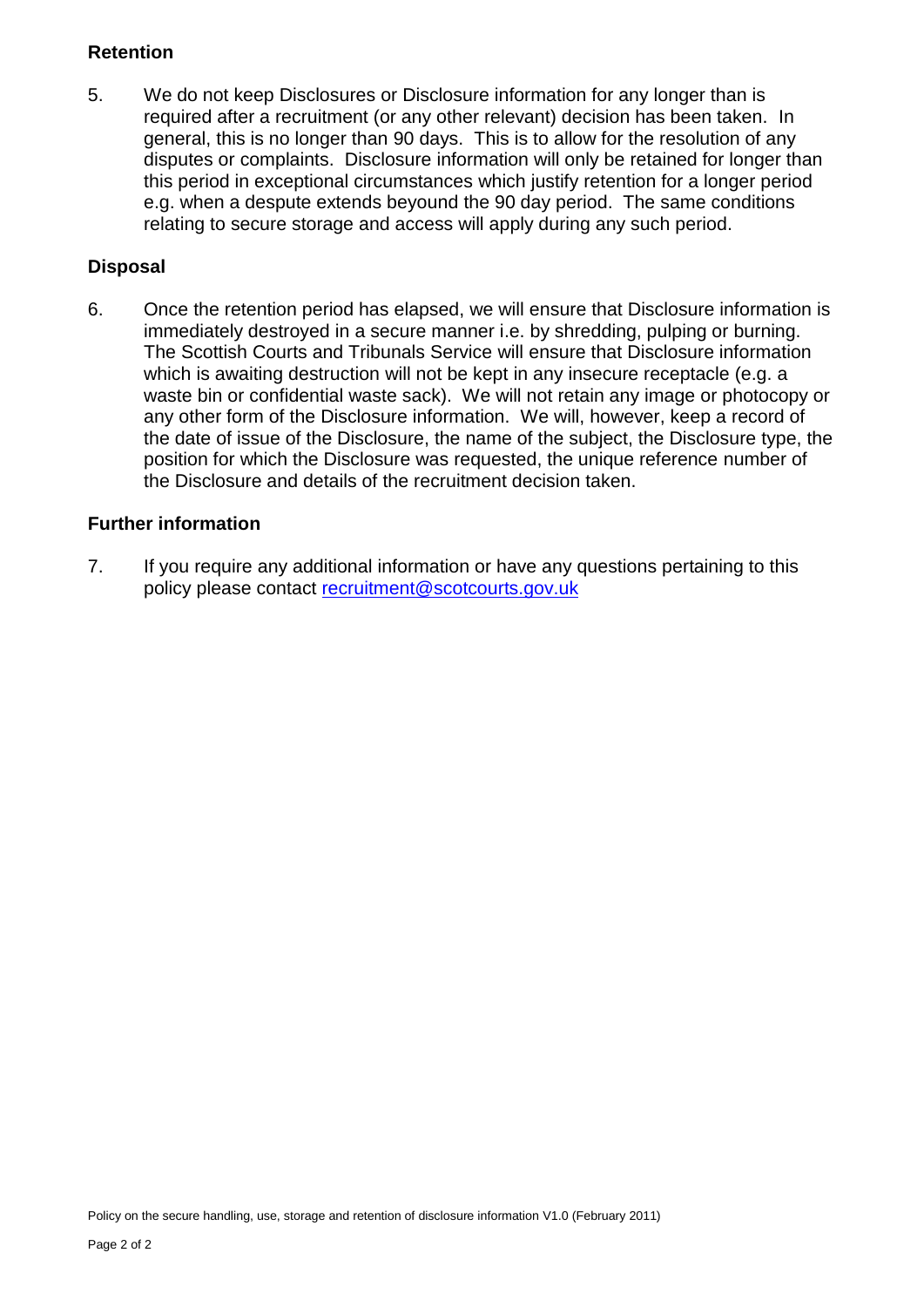## Retention

5. We do not keep Disclosures or Disclosure information for any longer than is required after a recruitment (or any other relevant) decision has been taken. In general, this is no longer than 90 days. This is to allow for the resolution of any disputes or complaints. Disclosure information will only be retained for longer than this period in exceptional circumstances which justify retention for a longer period e.g. when a despute extends beyound the 90 day period. The same conditions relating to secure storage and access will apply during any such period.

## Disposal

6. Once the retention period has elapsed, we will ensure that Disclosure information is immediately destroyed in a secure manner i.e. by shredding, pulping or burning. The Scottish Courts and Tribunals Service will ensure that Disclosure information which is awaiting destruction will not be kept in any insecure receptacle (e.g. a waste bin or confidential waste sack). We will not retain any image or photocopy or any other form of the Disclosure information. We will, however, keep a record of the date of issue of the Disclosure, the name of the subject, the Disclosure type, the position for which the Disclosure was requested, the unique reference number of the Disclosure and details of the recruitment decision taken.

## Further information

7. If you require any additional information or have any questions pertaining to this policy please contact recruitment@scotcourts.gov.uk